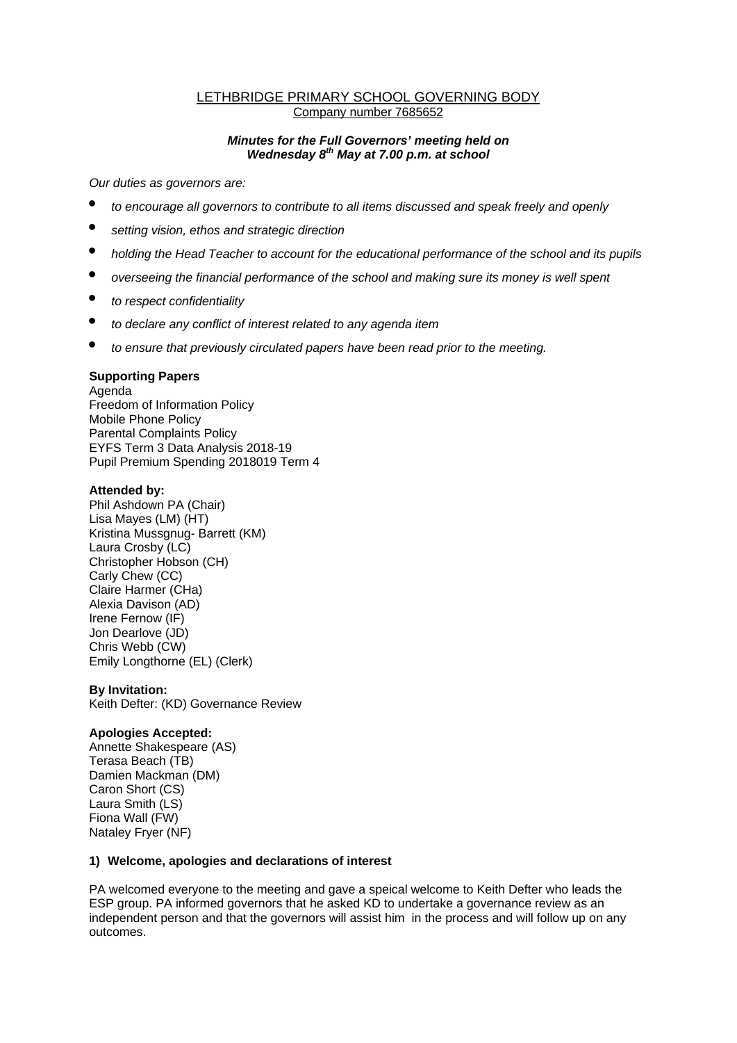# LETHBRIDGE PRIMARY SCHOOL GOVERNING BODY

Company number 7685652

***Minutes for the Full Governors' meeting held on Wednesday 8th May at 7.00 p.m. at school***

*Our duties as governors are:*

- *to encourage all governors to contribute to all items discussed and speak freely and openly*
- *setting vision, ethos and strategic direction*
- *holding the Head Teacher to account for the educational performance of the school and its pupils*
- *overseeing the financial performance of the school and making sure its money is well spent*
- *to respect confidentiality*
- *to declare any conflict of interest related to any agenda item*
- *to ensure that previously circulated papers have been read prior to the meeting.*

**Supporting Papers**

Agenda
Freedom of Information Policy
Mobile Phone Policy
Parental Complaints Policy
EYFS Term 3 Data Analysis 2018-19
Pupil Premium Spending 2018019 Term 4

**Attended by:**

Phil Ashdown PA (Chair)
Lisa Mayes (LM) (HT)
Kristina Mussgnug- Barrett (KM)
Laura Crosby (LC)
Christopher Hobson (CH)
Carly Chew (CC)
Claire Harmer (CHa)
Alexia Davison (AD)
Irene Fernow (IF)
Jon Dearlove (JD)
Chris Webb (CW)
Emily Longthorne (EL) (Clerk)

**By Invitation:**

Keith Defter: (KD) Governance Review

**Apologies Accepted:**

Annette Shakespeare (AS)
Terasa Beach (TB)
Damien Mackman (DM)
Caron Short (CS)
Laura Smith (LS)
Fiona Wall (FW)
Nataley Fryer (NF)

**1) Welcome, apologies and declarations of interest**

PA welcomed everyone to the meeting and gave a speical welcome to Keith Defter who leads the ESP group. PA informed governors that he asked KD to undertake a governance review as an independent person and that the governors will assist him in the process and will follow up on any outcomes.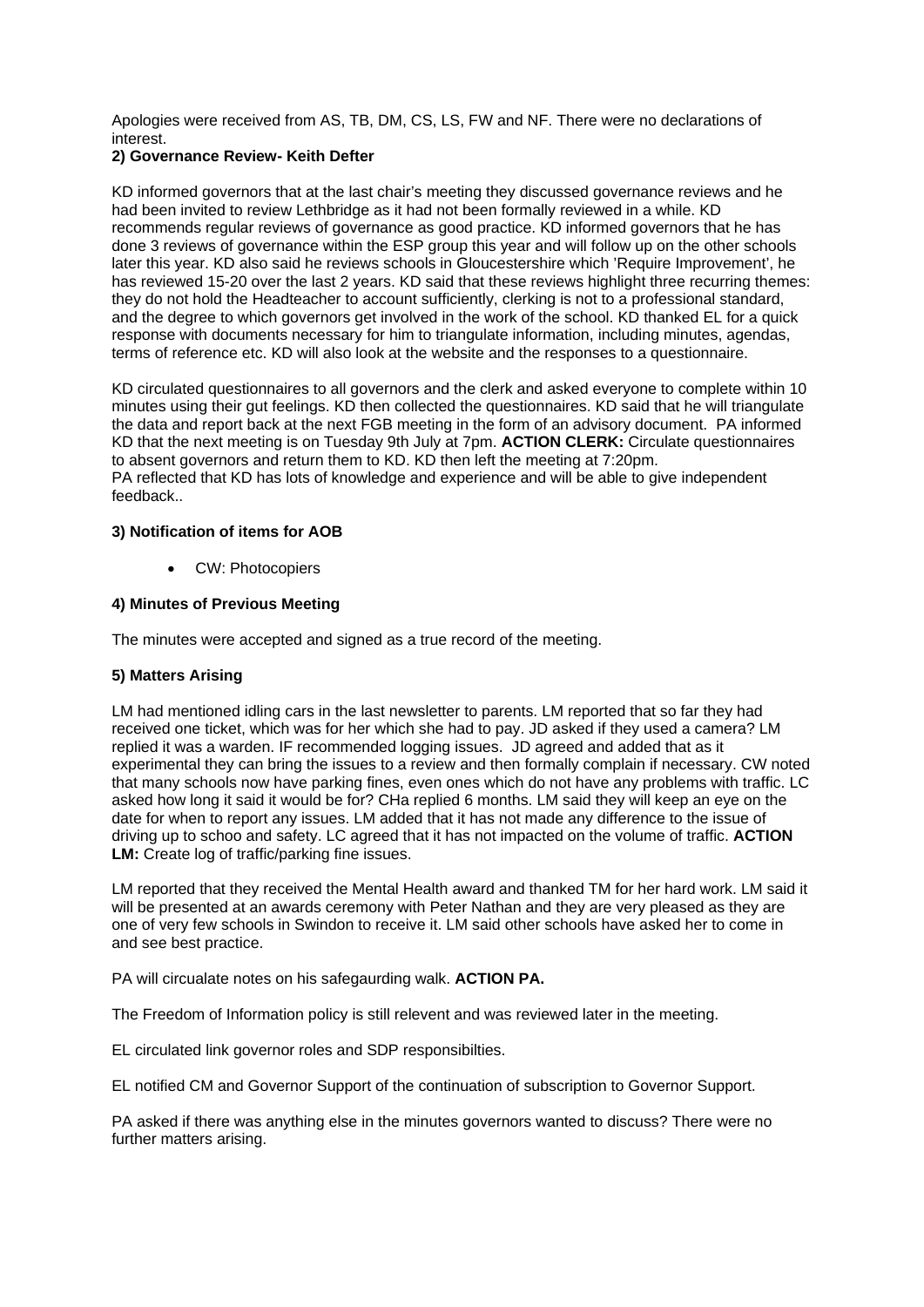Apologies were received from AS, TB, DM, CS, LS, FW and NF. There were no declarations of interest.

**2) Governance Review- Keith Defter**

KD informed governors that at the last chair's meeting they discussed governance reviews and he had been invited to review Lethbridge as it had not been formally reviewed in a while. KD recommends regular reviews of governance as good practice. KD informed governors that he has done 3 reviews of governance within the ESP group this year and will follow up on the other schools later this year. KD also said he reviews schools in Gloucestershire which 'Require Improvement', he has reviewed 15-20 over the last 2 years. KD said that these reviews highlight three recurring themes: they do not hold the Headteacher to account sufficiently, clerking is not to a professional standard, and the degree to which governors get involved in the work of the school. KD thanked EL for a quick response with documents necessary for him to triangulate information, including minutes, agendas, terms of reference etc. KD will also look at the website and the responses to a questionnaire.

KD circulated questionnaires to all governors and the clerk and asked everyone to complete within 10 minutes using their gut feelings. KD then collected the questionnaires. KD said that he will triangulate the data and report back at the next FGB meeting in the form of an advisory document. PA informed KD that the next meeting is on Tuesday 9th July at 7pm. **ACTION CLERK:** Circulate questionnaires to absent governors and return them to KD. KD then left the meeting at 7:20pm.
PA reflected that KD has lots of knowledge and experience and will be able to give independent feedback..

**3) Notification of items for AOB**

- CW: Photocopiers

**4) Minutes of Previous Meeting**

The minutes were accepted and signed as a true record of the meeting.

**5) Matters Arising**

LM had mentioned idling cars in the last newsletter to parents. LM reported that so far they had received one ticket, which was for her which she had to pay. JD asked if they used a camera? LM replied it was a warden. IF recommended logging issues. JD agreed and added that as it experimental they can bring the issues to a review and then formally complain if necessary. CW noted that many schools now have parking fines, even ones which do not have any problems with traffic. LC asked how long it said it would be for? CHa replied 6 months. LM said they will keep an eye on the date for when to report any issues. LM added that it has not made any difference to the issue of driving up to schoo and safety. LC agreed that it has not impacted on the volume of traffic. **ACTION LM:** Create log of traffic/parking fine issues.

LM reported that they received the Mental Health award and thanked TM for her hard work. LM said it will be presented at an awards ceremony with Peter Nathan and they are very pleased as they are one of very few schools in Swindon to receive it. LM said other schools have asked her to come in and see best practice.

PA will circualate notes on his safegaurding walk. **ACTION PA.**

The Freedom of Information policy is still relevent and was reviewed later in the meeting.

EL circulated link governor roles and SDP responsibilties.

EL notified CM and Governor Support of the continuation of subscription to Governor Support.

PA asked if there was anything else in the minutes governors wanted to discuss? There were no further matters arising.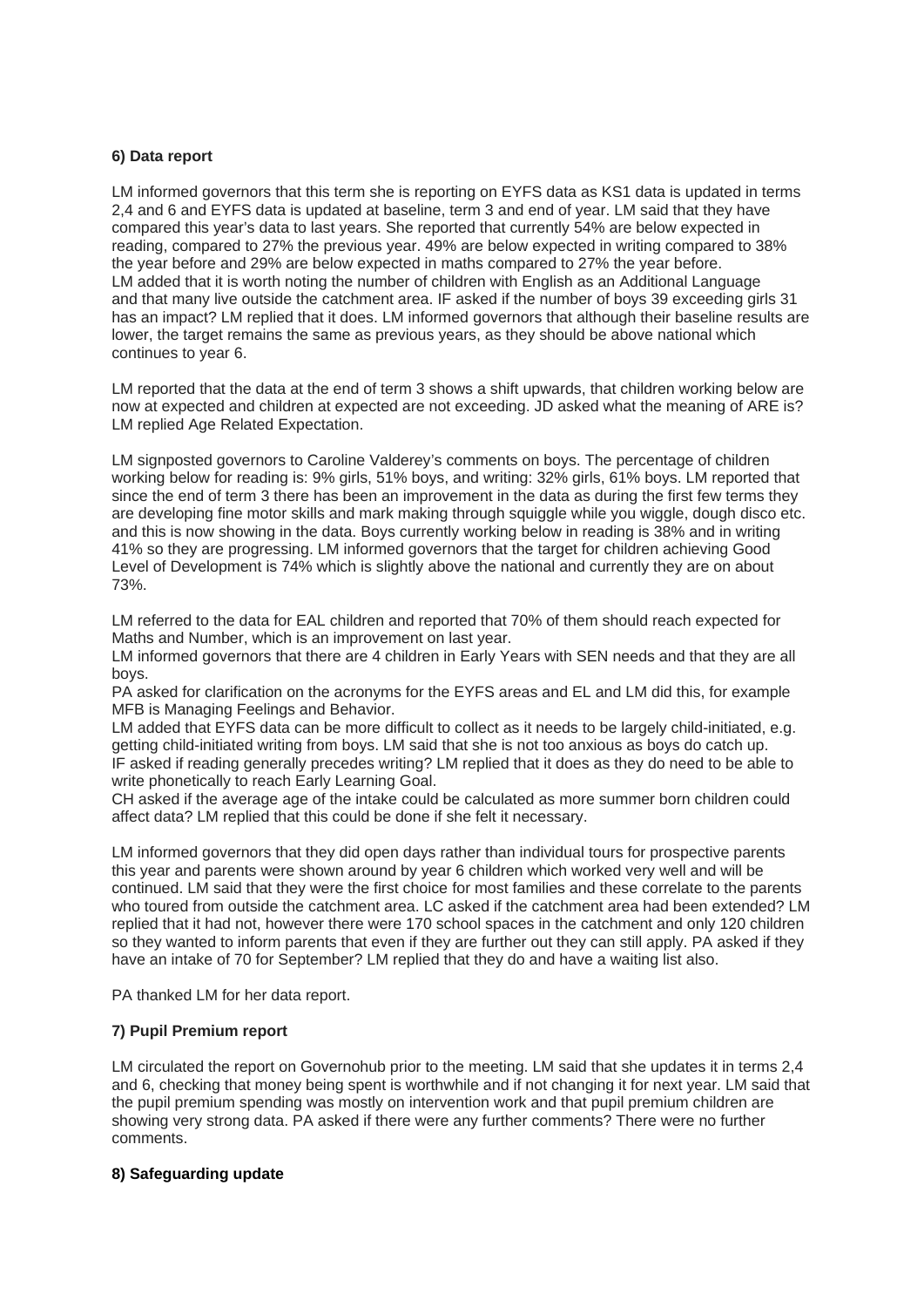**6) Data report**

LM informed governors that this term she is reporting on EYFS data as KS1 data is updated in terms 2,4 and 6 and EYFS data is updated at baseline, term 3 and end of year. LM said that they have compared this year's data to last years. She reported that currently 54% are below expected in reading, compared to 27% the previous year. 49% are below expected in writing compared to 38% the year before and 29% are below expected in maths compared to 27% the year before. LM added that it is worth noting the number of children with English as an Additional Language and that many live outside the catchment area. IF asked if the number of boys 39 exceeding girls 31 has an impact? LM replied that it does. LM informed governors that although their baseline results are lower, the target remains the same as previous years, as they should be above national which continues to year 6.

LM reported that the data at the end of term 3 shows a shift upwards, that children working below are now at expected and children at expected are not exceeding. JD asked what the meaning of ARE is? LM replied Age Related Expectation.

LM signposted governors to Caroline Valderey's comments on boys. The percentage of children working below for reading is: 9% girls, 51% boys, and writing: 32% girls, 61% boys. LM reported that since the end of term 3 there has been an improvement in the data as during the first few terms they are developing fine motor skills and mark making through squiggle while you wiggle, dough disco etc. and this is now showing in the data. Boys currently working below in reading is 38% and in writing 41% so they are progressing. LM informed governors that the target for children achieving Good Level of Development is 74% which is slightly above the national and currently they are on about 73%.

LM referred to the data for EAL children and reported that 70% of them should reach expected for Maths and Number, which is an improvement on last year.
LM informed governors that there are 4 children in Early Years with SEN needs and that they are all boys.
PA asked for clarification on the acronyms for the EYFS areas and EL and LM did this, for example MFB is Managing Feelings and Behavior.
LM added that EYFS data can be more difficult to collect as it needs to be largely child-initiated, e.g. getting child-initiated writing from boys. LM said that she is not too anxious as boys do catch up.
IF asked if reading generally precedes writing? LM replied that it does as they do need to be able to write phonetically to reach Early Learning Goal.
CH asked if the average age of the intake could be calculated as more summer born children could affect data? LM replied that this could be done if she felt it necessary.

LM informed governors that they did open days rather than individual tours for prospective parents this year and parents were shown around by year 6 children which worked very well and will be continued. LM said that they were the first choice for most families and these correlate to the parents who toured from outside the catchment area. LC asked if the catchment area had been extended? LM replied that it had not, however there were 170 school spaces in the catchment and only 120 children so they wanted to inform parents that even if they are further out they can still apply. PA asked if they have an intake of 70 for September? LM replied that they do and have a waiting list also.

PA thanked LM for her data report.

**7) Pupil Premium report**

LM circulated the report on Governohub prior to the meeting. LM said that she updates it in terms 2,4 and 6, checking that money being spent is worthwhile and if not changing it for next year. LM said that the pupil premium spending was mostly on intervention work and that pupil premium children are showing very strong data. PA asked if there were any further comments? There were no further comments.

**8) Safeguarding update**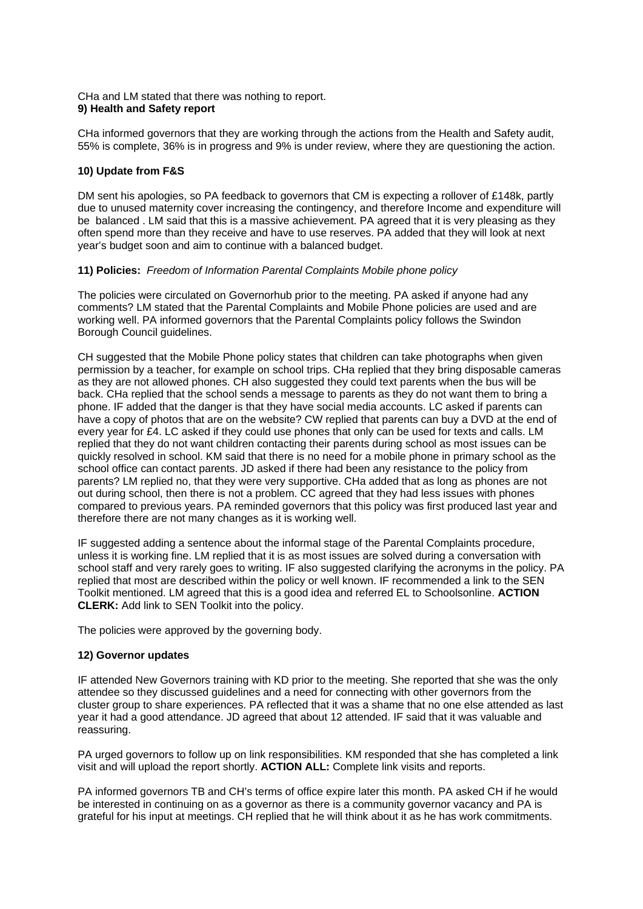CHa and LM stated that there was nothing to report.

**9) Health and Safety report**

CHa informed governors that they are working through the actions from the Health and Safety audit, 55% is complete, 36% is in progress and 9% is under review, where they are questioning the action.

**10) Update from F&S**

DM sent his apologies, so PA feedback to governors that CM is expecting a rollover of £148k, partly due to unused maternity cover increasing the contingency, and therefore Income and expenditure will be balanced . LM said that this is a massive achievement. PA agreed that it is very pleasing as they often spend more than they receive and have to use reserves. PA added that they will look at next year's budget soon and aim to continue with a balanced budget.

**11) Policies:** *Freedom of Information Parental Complaints Mobile phone policy*

The policies were circulated on Governorhub prior to the meeting. PA asked if anyone had any comments? LM stated that the Parental Complaints and Mobile Phone policies are used and are working well. PA informed governors that the Parental Complaints policy follows the Swindon Borough Council guidelines.

CH suggested that the Mobile Phone policy states that children can take photographs when given permission by a teacher, for example on school trips. CHa replied that they bring disposable cameras as they are not allowed phones. CH also suggested they could text parents when the bus will be back. CHa replied that the school sends a message to parents as they do not want them to bring a phone. IF added that the danger is that they have social media accounts. LC asked if parents can have a copy of photos that are on the website? CW replied that parents can buy a DVD at the end of every year for £4. LC asked if they could use phones that only can be used for texts and calls. LM replied that they do not want children contacting their parents during school as most issues can be quickly resolved in school. KM said that there is no need for a mobile phone in primary school as the school office can contact parents. JD asked if there had been any resistance to the policy from parents? LM replied no, that they were very supportive. CHa added that as long as phones are not out during school, then there is not a problem. CC agreed that they had less issues with phones compared to previous years. PA reminded governors that this policy was first produced last year and therefore there are not many changes as it is working well.

IF suggested adding a sentence about the informal stage of the Parental Complaints procedure, unless it is working fine. LM replied that it is as most issues are solved during a conversation with school staff and very rarely goes to writing. IF also suggested clarifying the acronyms in the policy. PA replied that most are described within the policy or well known. IF recommended a link to the SEN Toolkit mentioned. LM agreed that this is a good idea and referred EL to Schoolsonline. **ACTION CLERK:** Add link to SEN Toolkit into the policy.

The policies were approved by the governing body.

**12) Governor updates**

IF attended New Governors training with KD prior to the meeting. She reported that she was the only attendee so they discussed guidelines and a need for connecting with other governors from the cluster group to share experiences. PA reflected that it was a shame that no one else attended as last year it had a good attendance. JD agreed that about 12 attended. IF said that it was valuable and reassuring.

PA urged governors to follow up on link responsibilities. KM responded that she has completed a link visit and will upload the report shortly. **ACTION ALL:** Complete link visits and reports.

PA informed governors TB and CH's terms of office expire later this month. PA asked CH if he would be interested in continuing on as a governor as there is a community governor vacancy and PA is grateful for his input at meetings. CH replied that he will think about it as he has work commitments.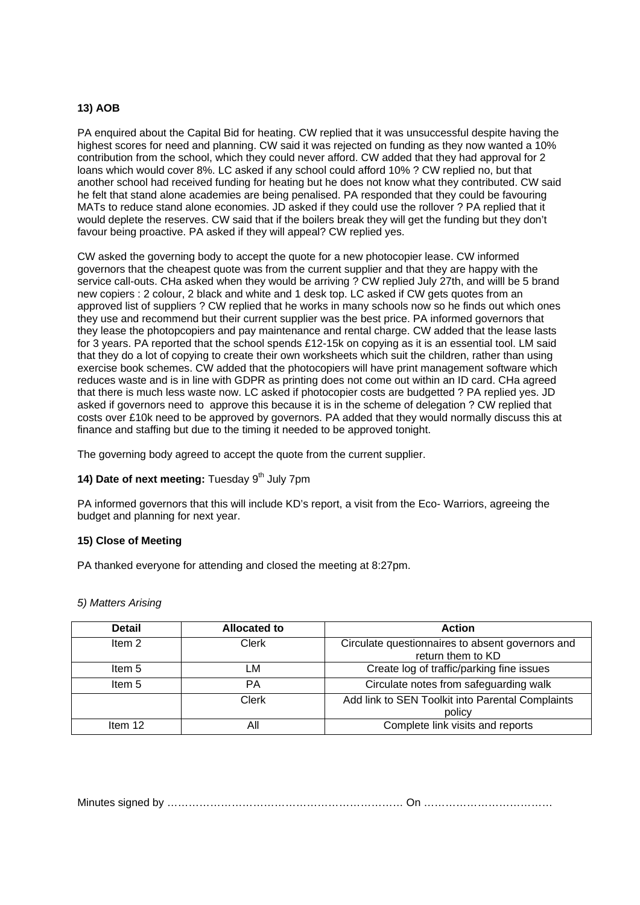**13) AOB**

PA enquired about the Capital Bid for heating. CW replied that it was unsuccessful despite having the highest scores for need and planning. CW said it was rejected on funding as they now wanted a 10% contribution from the school, which they could never afford. CW added that they had approval for 2 loans which would cover 8%. LC asked if any school could afford 10% ? CW replied no, but that another school had received funding for heating but he does not know what they contributed. CW said he felt that stand alone academies are being penalised. PA responded that they could be favouring MATs to reduce stand alone economies. JD asked if they could use the rollover ? PA replied that it would deplete the reserves. CW said that if the boilers break they will get the funding but they don't favour being proactive. PA asked if they will appeal? CW replied yes.

CW asked the governing body to accept the quote for a new photocopier lease. CW informed governors that the cheapest quote was from the current supplier and that they are happy with the service call-outs. CHa asked when they would be arriving ? CW replied July 27th, and willl be 5 brand new copiers : 2 colour, 2 black and white and 1 desk top. LC asked if CW gets quotes from an approved list of suppliers ? CW replied that he works in many schools now so he finds out which ones they use and recommend but their current supplier was the best price. PA informed governors that they lease the photopcopiers and pay maintenance and rental charge. CW added that the lease lasts for 3 years. PA reported that the school spends £12-15k on copying as it is an essential tool. LM said that they do a lot of copying to create their own worksheets which suit the children, rather than using exercise book schemes. CW added that the photocopiers will have print management software which reduces waste and is in line with GDPR as printing does not come out within an ID card. CHa agreed that there is much less waste now. LC asked if photocopier costs are budgetted ? PA replied yes. JD asked if governors need to approve this because it is in the scheme of delegation ? CW replied that costs over £10k need to be approved by governors. PA added that they would normally discuss this at finance and staffing but due to the timing it needed to be approved tonight.

The governing body agreed to accept the quote from the current supplier.

**14) Date of next meeting:** Tuesday 9th July 7pm

PA informed governors that this will include KD's report, a visit from the Eco- Warriors, agreeing the budget and planning for next year.

**15) Close of Meeting**

PA thanked everyone for attending and closed the meeting at 8:27pm.

*5) Matters Arising*

| Detail | Allocated to | Action |
|---|---|---|
| Item 2 | Clerk | Circulate questionnaires to absent governors and return them to KD |
| Item 5 | LM | Create log of traffic/parking fine issues |
| Item 5 | PA | Circulate notes from safeguarding walk |
| | Clerk | Add link to SEN Toolkit into Parental Complaints policy |
| Item 12 | All | Complete link visits and reports |

Minutes signed by ………………………………………………………… On ………………………………